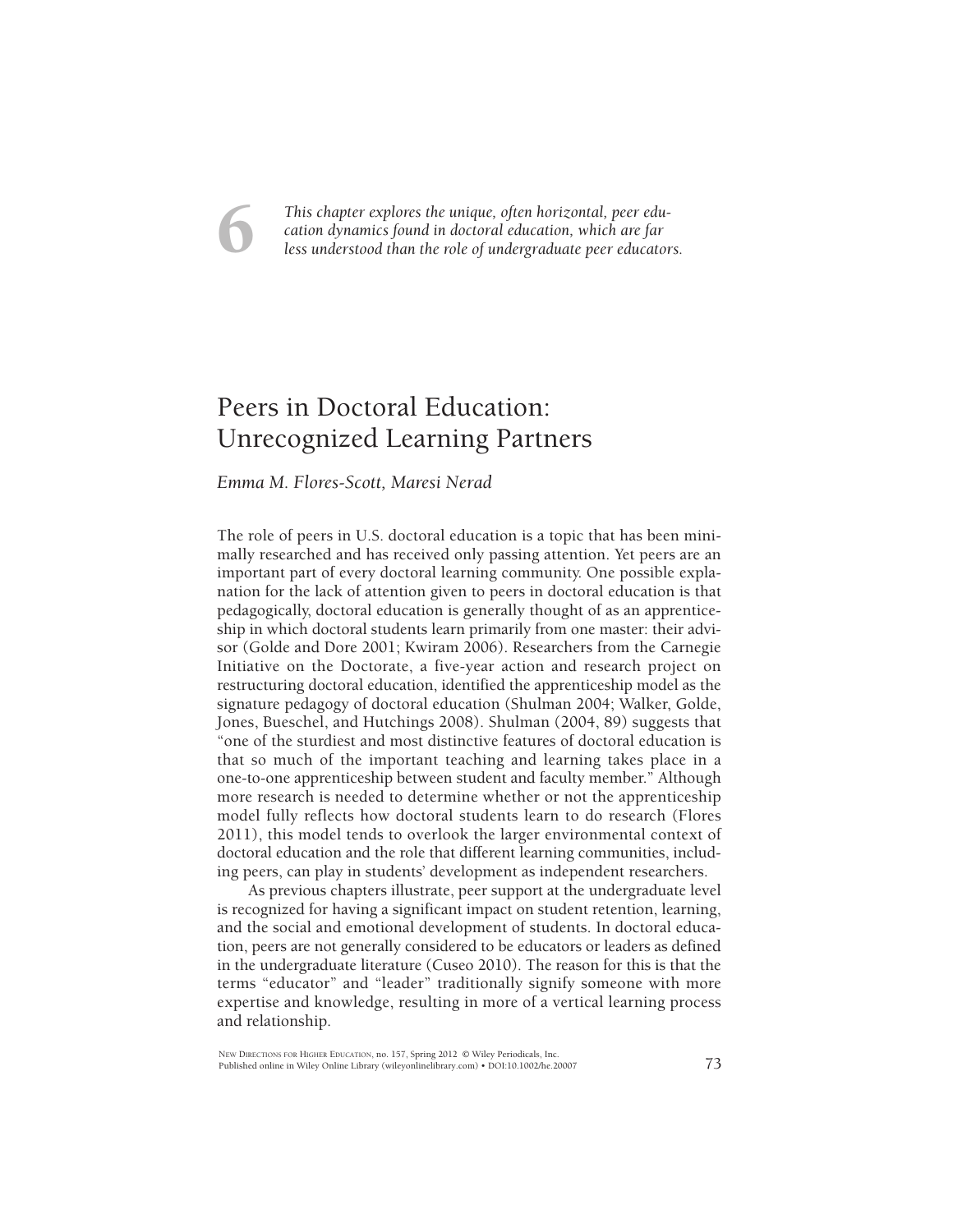6

*This chapter explores the unique, often horizontal, peer education dynamics found in doctoral education, which are far less understood than the role of undergraduate peer educators.*

# Peers in Doctoral Education: Unrecognized Learning Partners

*Emma M. Flores-Scott, Maresi Nerad*

The role of peers in U.S. doctoral education is a topic that has been minimally researched and has received only passing attention. Yet peers are an important part of every doctoral learning community. One possible explanation for the lack of attention given to peers in doctoral education is that pedagogically, doctoral education is generally thought of as an apprenticeship in which doctoral students learn primarily from one master: their advisor (Golde and Dore 2001; Kwiram 2006). Researchers from the Carnegie Initiative on the Doctorate, a five-year action and research project on restructuring doctoral education, identified the apprenticeship model as the signature pedagogy of doctoral education (Shulman 2004; Walker, Golde, Jones, Bueschel, and Hutchings 2008). Shulman (2004, 89) suggests that "one of the sturdiest and most distinctive features of doctoral education is that so much of the important teaching and learning takes place in a one-to-one apprenticeship between student and faculty member." Although more research is needed to determine whether or not the apprenticeship model fully reflects how doctoral students learn to do research (Flores 2011), this model tends to overlook the larger environmental context of doctoral education and the role that different learning communities, including peers, can play in students' development as independent researchers.

As previous chapters illustrate, peer support at the undergraduate level is recognized for having a significant impact on student retention, learning, and the social and emotional development of students. In doctoral education, peers are not generally considered to be educators or leaders as defined in the undergraduate literature (Cuseo 2010). The reason for this is that the terms "educator" and "leader" traditionally signify someone with more expertise and knowledge, resulting in more of a vertical learning process and relationship.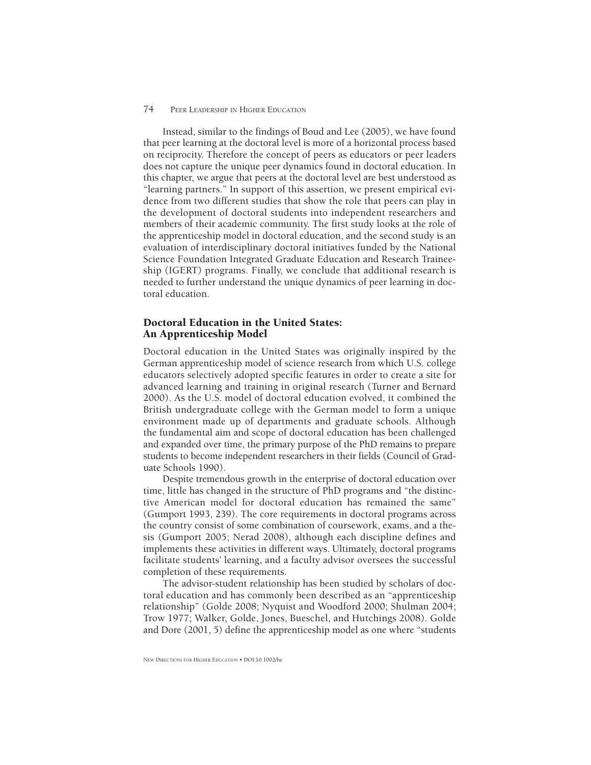Instead, similar to the findings of Boud and Lee (2005), we have found that peer learning at the doctoral level is more of a horizontal process based on reciprocity. Therefore the concept of peers as educators or peer leaders does not capture the unique peer dynamics found in doctoral education. In this chapter, we argue that peers at the doctoral level are best understood as "learning partners." In support of this assertion, we present empirical evidence from two different studies that show the role that peers can play in the development of doctoral students into independent researchers and members of their academic community. The first study looks at the role of the apprenticeship model in doctoral education, and the second study is an evaluation of interdisciplinary doctoral initiatives funded by the National Science Foundation Integrated Graduate Education and Research Traineeship (IGERT) programs. Finally, we conclude that additional research is needed to further understand the unique dynamics of peer learning in doctoral education.

## Doctoral Education in the United States: An Apprenticeship Model

Doctoral education in the United States was originally inspired by the German apprenticeship model of science research from which U.S. college educators selectively adopted specific features in order to create a site for advanced learning and training in original research (Turner and Bernard 2000). As the U.S. model of doctoral education evolved, it combined the British undergraduate college with the German model to form a unique environment made up of departments and graduate schools. Although the fundamental aim and scope of doctoral education has been challenged and expanded over time, the primary purpose of the PhD remains to prepare students to become independent researchers in their fields (Council of Graduate Schools 1990).

Despite tremendous growth in the enterprise of doctoral education over time, little has changed in the structure of PhD programs and "the distinctive American model for doctoral education has remained the same" (Gumport 1993, 239). The core requirements in doctoral programs across the country consist of some combination of coursework, exams, and a thesis (Gumport 2005; Nerad 2008), although each discipline defines and implements these activities in different ways. Ultimately, doctoral programs facilitate students' learning, and a faculty advisor oversees the successful completion of these requirements.

The advisor-student relationship has been studied by scholars of doctoral education and has commonly been described as an "apprenticeship relationship" (Golde 2008; Nyquist and Woodford 2000; Shulman 2004; Trow 1977; Walker, Golde, Jones, Bueschel, and Hutchings 2008). Golde and Dore (2001, 5) define the apprenticeship model as one where "students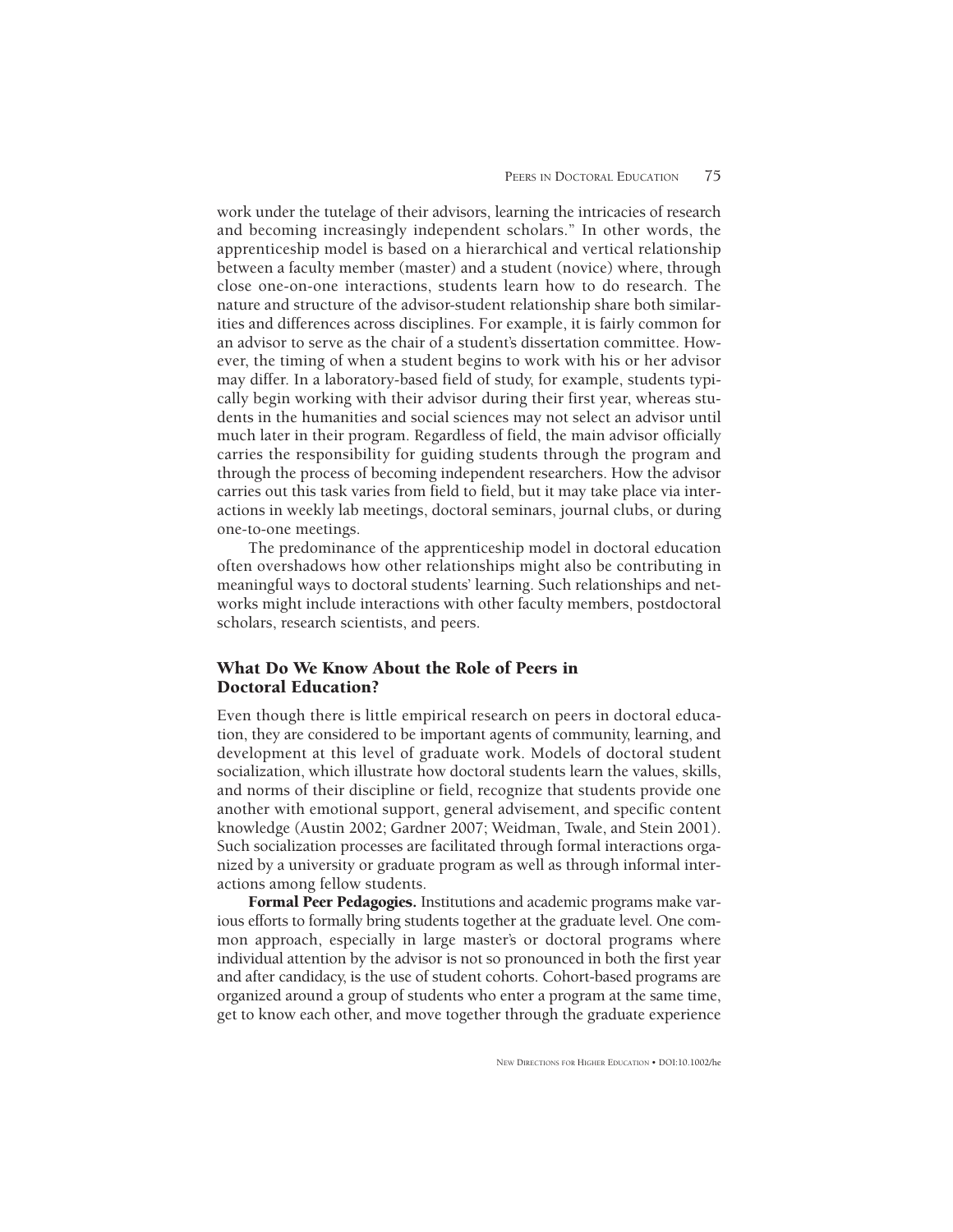work under the tutelage of their advisors, learning the intricacies of research and becoming increasingly independent scholars." In other words, the apprenticeship model is based on a hierarchical and vertical relationship between a faculty member (master) and a student (novice) where, through close one-on-one interactions, students learn how to do research. The nature and structure of the advisor-student relationship share both similarities and differences across disciplines. For example, it is fairly common for an advisor to serve as the chair of a student's dissertation committee. However, the timing of when a student begins to work with his or her advisor may differ. In a laboratory-based field of study, for example, students typically begin working with their advisor during their first year, whereas students in the humanities and social sciences may not select an advisor until much later in their program. Regardless of field, the main advisor officially carries the responsibility for guiding students through the program and through the process of becoming independent researchers. How the advisor carries out this task varies from field to field, but it may take place via interactions in weekly lab meetings, doctoral seminars, journal clubs, or during one-to-one meetings.

The predominance of the apprenticeship model in doctoral education often overshadows how other relationships might also be contributing in meaningful ways to doctoral students' learning. Such relationships and networks might include interactions with other faculty members, postdoctoral scholars, research scientists, and peers.

## What Do We Know About the Role of Peers in Doctoral Education?

Even though there is little empirical research on peers in doctoral education, they are considered to be important agents of community, learning, and development at this level of graduate work. Models of doctoral student socialization, which illustrate how doctoral students learn the values, skills, and norms of their discipline or field, recognize that students provide one another with emotional support, general advisement, and specific content knowledge (Austin 2002; Gardner 2007; Weidman, Twale, and Stein 2001). Such socialization processes are facilitated through formal interactions organized by a university or graduate program as well as through informal interactions among fellow students.

**Formal Peer Pedagogies.** Institutions and academic programs make various efforts to formally bring students together at the graduate level. One common approach, especially in large master's or doctoral programs where individual attention by the advisor is not so pronounced in both the first year and after candidacy, is the use of student cohorts. Cohort-based programs are organized around a group of students who enter a program at the same time, get to know each other, and move together through the graduate experience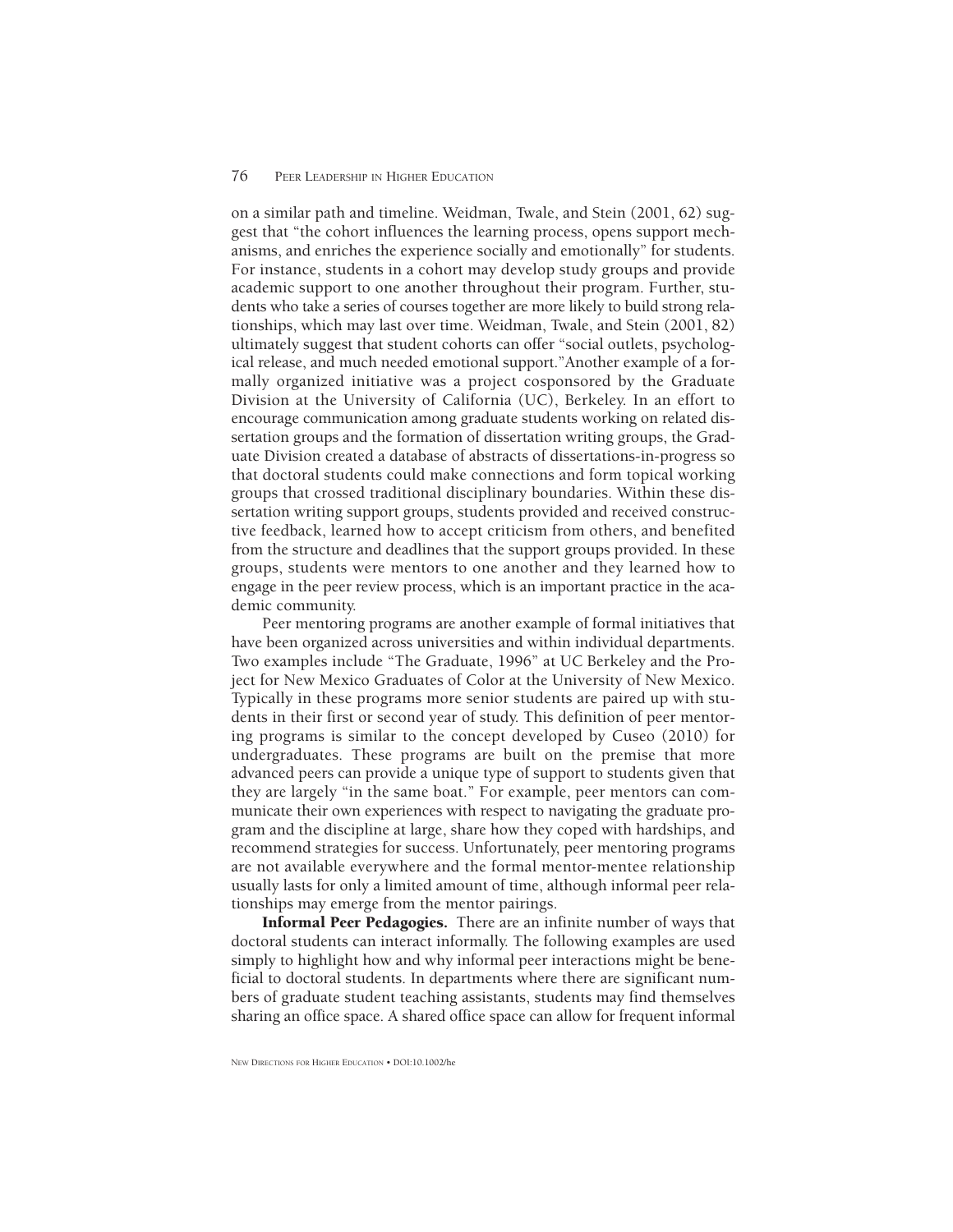on a similar path and timeline. Weidman, Twale, and Stein (2001, 62) suggest that "the cohort influences the learning process, opens support mechanisms, and enriches the experience socially and emotionally" for students. For instance, students in a cohort may develop study groups and provide academic support to one another throughout their program. Further, students who take a series of courses together are more likely to build strong relationships, which may last over time. Weidman, Twale, and Stein (2001, 82) ultimately suggest that student cohorts can offer "social outlets, psychological release, and much needed emotional support."Another example of a formally organized initiative was a project cosponsored by the Graduate Division at the University of California (UC), Berkeley. In an effort to encourage communication among graduate students working on related dissertation groups and the formation of dissertation writing groups, the Graduate Division created a database of abstracts of dissertations-in-progress so that doctoral students could make connections and form topical working groups that crossed traditional disciplinary boundaries. Within these dissertation writing support groups, students provided and received constructive feedback, learned how to accept criticism from others, and benefited from the structure and deadlines that the support groups provided. In these groups, students were mentors to one another and they learned how to engage in the peer review process, which is an important practice in the academic community.

Peer mentoring programs are another example of formal initiatives that have been organized across universities and within individual departments. Two examples include "The Graduate, 1996" at UC Berkeley and the Project for New Mexico Graduates of Color at the University of New Mexico. Typically in these programs more senior students are paired up with students in their first or second year of study. This definition of peer mentoring programs is similar to the concept developed by Cuseo (2010) for undergraduates. These programs are built on the premise that more advanced peers can provide a unique type of support to students given that they are largely "in the same boat." For example, peer mentors can communicate their own experiences with respect to navigating the graduate program and the discipline at large, share how they coped with hardships, and recommend strategies for success. Unfortunately, peer mentoring programs are not available everywhere and the formal mentor-mentee relationship usually lasts for only a limited amount of time, although informal peer relationships may emerge from the mentor pairings.

**Informal Peer Pedagogies.** There are an infinite number of ways that doctoral students can interact informally. The following examples are used simply to highlight how and why informal peer interactions might be beneficial to doctoral students. In departments where there are significant numbers of graduate student teaching assistants, students may find themselves sharing an office space. A shared office space can allow for frequent informal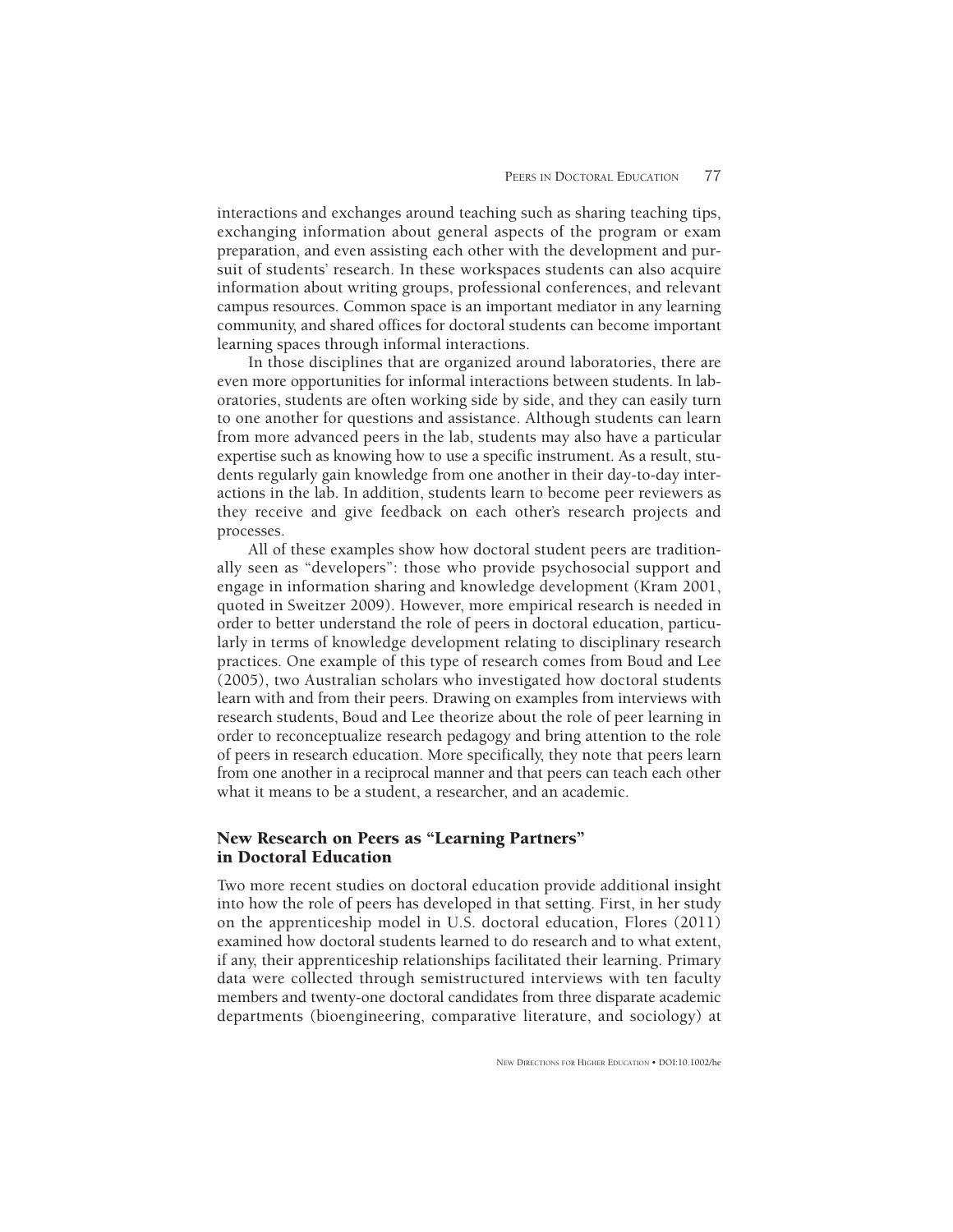interactions and exchanges around teaching such as sharing teaching tips, exchanging information about general aspects of the program or exam preparation, and even assisting each other with the development and pursuit of students' research. In these workspaces students can also acquire information about writing groups, professional conferences, and relevant campus resources. Common space is an important mediator in any learning community, and shared offices for doctoral students can become important learning spaces through informal interactions.

In those disciplines that are organized around laboratories, there are even more opportunities for informal interactions between students. In laboratories, students are often working side by side, and they can easily turn to one another for questions and assistance. Although students can learn from more advanced peers in the lab, students may also have a particular expertise such as knowing how to use a specific instrument. As a result, students regularly gain knowledge from one another in their day-to-day interactions in the lab. In addition, students learn to become peer reviewers as they receive and give feedback on each other's research projects and processes.

All of these examples show how doctoral student peers are traditionally seen as "developers": those who provide psychosocial support and engage in information sharing and knowledge development (Kram 2001, quoted in Sweitzer 2009). However, more empirical research is needed in order to better understand the role of peers in doctoral education, particularly in terms of knowledge development relating to disciplinary research practices. One example of this type of research comes from Boud and Lee (2005), two Australian scholars who investigated how doctoral students learn with and from their peers. Drawing on examples from interviews with research students, Boud and Lee theorize about the role of peer learning in order to reconceptualize research pedagogy and bring attention to the role of peers in research education. More specifically, they note that peers learn from one another in a reciprocal manner and that peers can teach each other what it means to be a student, a researcher, and an academic.

## New Research on Peers as "Learning Partners" in Doctoral Education

Two more recent studies on doctoral education provide additional insight into how the role of peers has developed in that setting. First, in her study on the apprenticeship model in U.S. doctoral education, Flores (2011) examined how doctoral students learned to do research and to what extent, if any, their apprenticeship relationships facilitated their learning. Primary data were collected through semistructured interviews with ten faculty members and twenty-one doctoral candidates from three disparate academic departments (bioengineering, comparative literature, and sociology) at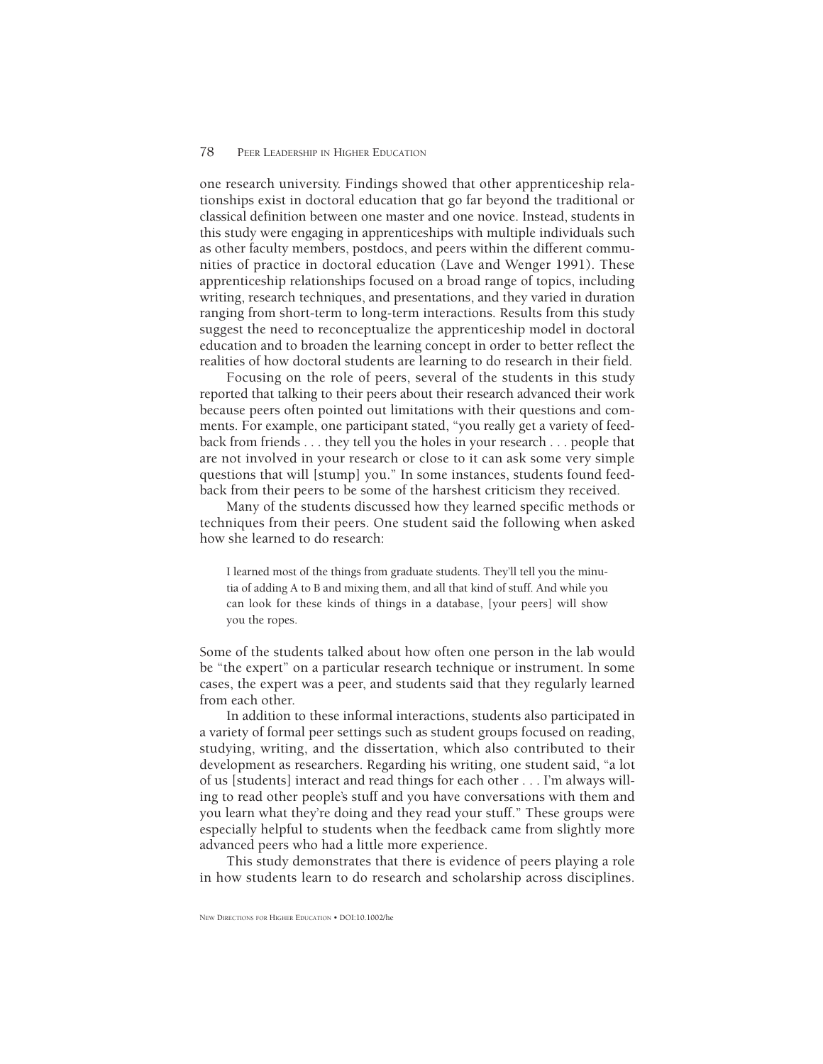one research university. Findings showed that other apprenticeship relationships exist in doctoral education that go far beyond the traditional or classical definition between one master and one novice. Instead, students in this study were engaging in apprenticeships with multiple individuals such as other faculty members, postdocs, and peers within the different communities of practice in doctoral education (Lave and Wenger 1991). These apprenticeship relationships focused on a broad range of topics, including writing, research techniques, and presentations, and they varied in duration ranging from short-term to long-term interactions. Results from this study suggest the need to reconceptualize the apprenticeship model in doctoral education and to broaden the learning concept in order to better reflect the realities of how doctoral students are learning to do research in their field.

Focusing on the role of peers, several of the students in this study reported that talking to their peers about their research advanced their work because peers often pointed out limitations with their questions and comments. For example, one participant stated, "you really get a variety of feedback from friends . . . they tell you the holes in your research . . . people that are not involved in your research or close to it can ask some very simple questions that will [stump] you." In some instances, students found feedback from their peers to be some of the harshest criticism they received.

Many of the students discussed how they learned specific methods or techniques from their peers. One student said the following when asked how she learned to do research:

> I learned most of the things from graduate students. They'll tell you the minutia of adding A to B and mixing them, and all that kind of stuff. And while you can look for these kinds of things in a database, [your peers] will show you the ropes.

Some of the students talked about how often one person in the lab would be "the expert" on a particular research technique or instrument. In some cases, the expert was a peer, and students said that they regularly learned from each other.

In addition to these informal interactions, students also participated in a variety of formal peer settings such as student groups focused on reading, studying, writing, and the dissertation, which also contributed to their development as researchers. Regarding his writing, one student said, "a lot of us [students] interact and read things for each other . . . I'm always willing to read other people's stuff and you have conversations with them and you learn what they're doing and they read your stuff." These groups were especially helpful to students when the feedback came from slightly more advanced peers who had a little more experience.

This study demonstrates that there is evidence of peers playing a role in how students learn to do research and scholarship across disciplines.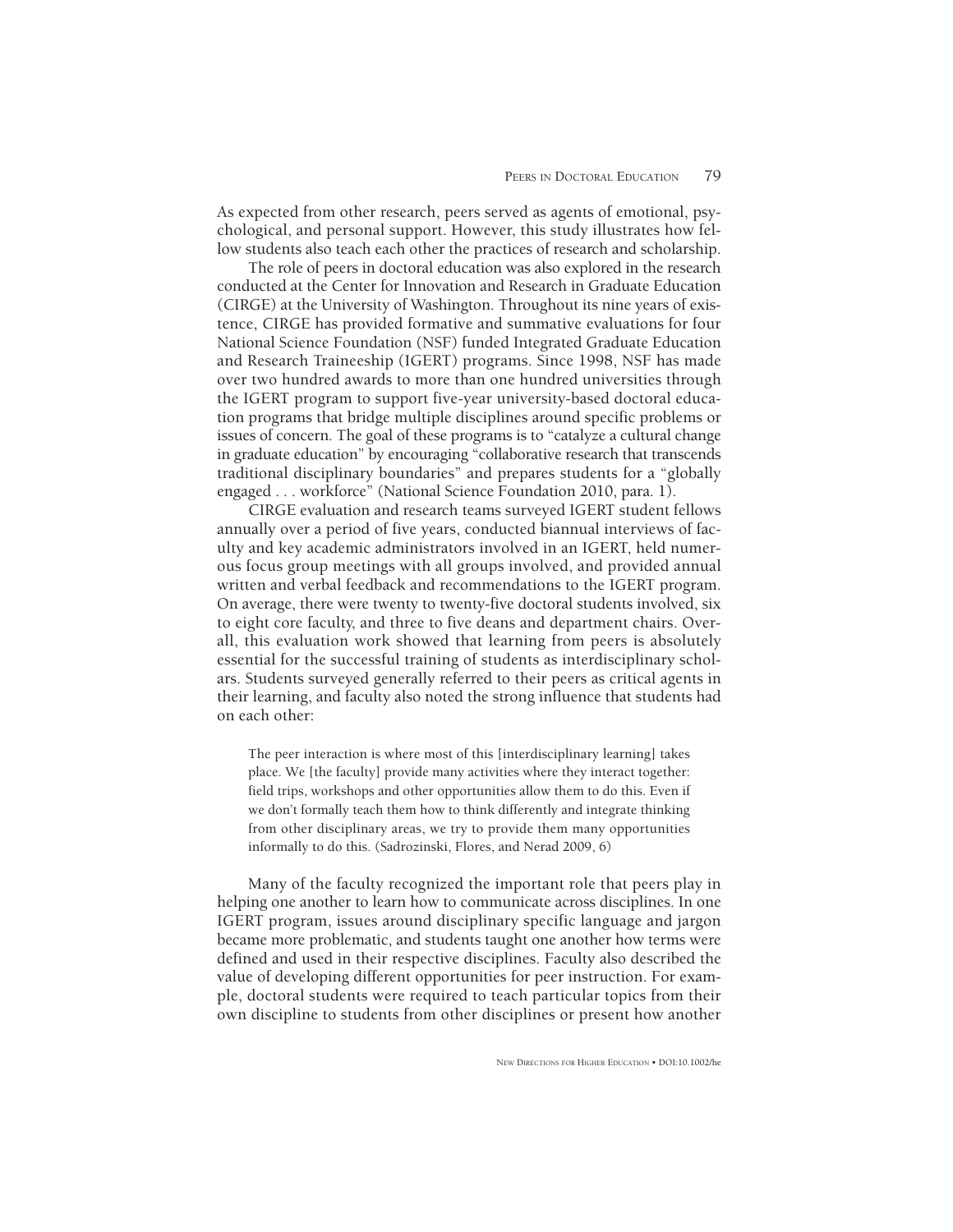As expected from other research, peers served as agents of emotional, psychological, and personal support. However, this study illustrates how fellow students also teach each other the practices of research and scholarship.

The role of peers in doctoral education was also explored in the research conducted at the Center for Innovation and Research in Graduate Education (CIRGE) at the University of Washington. Throughout its nine years of existence, CIRGE has provided formative and summative evaluations for four National Science Foundation (NSF) funded Integrated Graduate Education and Research Traineeship (IGERT) programs. Since 1998, NSF has made over two hundred awards to more than one hundred universities through the IGERT program to support five-year university-based doctoral education programs that bridge multiple disciplines around specific problems or issues of concern. The goal of these programs is to "catalyze a cultural change in graduate education" by encouraging "collaborative research that transcends traditional disciplinary boundaries" and prepares students for a "globally engaged . . . workforce" (National Science Foundation 2010, para. 1).

CIRGE evaluation and research teams surveyed IGERT student fellows annually over a period of five years, conducted biannual interviews of faculty and key academic administrators involved in an IGERT, held numerous focus group meetings with all groups involved, and provided annual written and verbal feedback and recommendations to the IGERT program. On average, there were twenty to twenty-five doctoral students involved, six to eight core faculty, and three to five deans and department chairs. Overall, this evaluation work showed that learning from peers is absolutely essential for the successful training of students as interdisciplinary scholars. Students surveyed generally referred to their peers as critical agents in their learning, and faculty also noted the strong influence that students had on each other:

> The peer interaction is where most of this [interdisciplinary learning] takes place. We [the faculty] provide many activities where they interact together: field trips, workshops and other opportunities allow them to do this. Even if we don't formally teach them how to think differently and integrate thinking from other disciplinary areas, we try to provide them many opportunities informally to do this. (Sadrozinski, Flores, and Nerad 2009, 6)

Many of the faculty recognized the important role that peers play in helping one another to learn how to communicate across disciplines. In one IGERT program, issues around disciplinary specific language and jargon became more problematic, and students taught one another how terms were defined and used in their respective disciplines. Faculty also described the value of developing different opportunities for peer instruction. For example, doctoral students were required to teach particular topics from their own discipline to students from other disciplines or present how another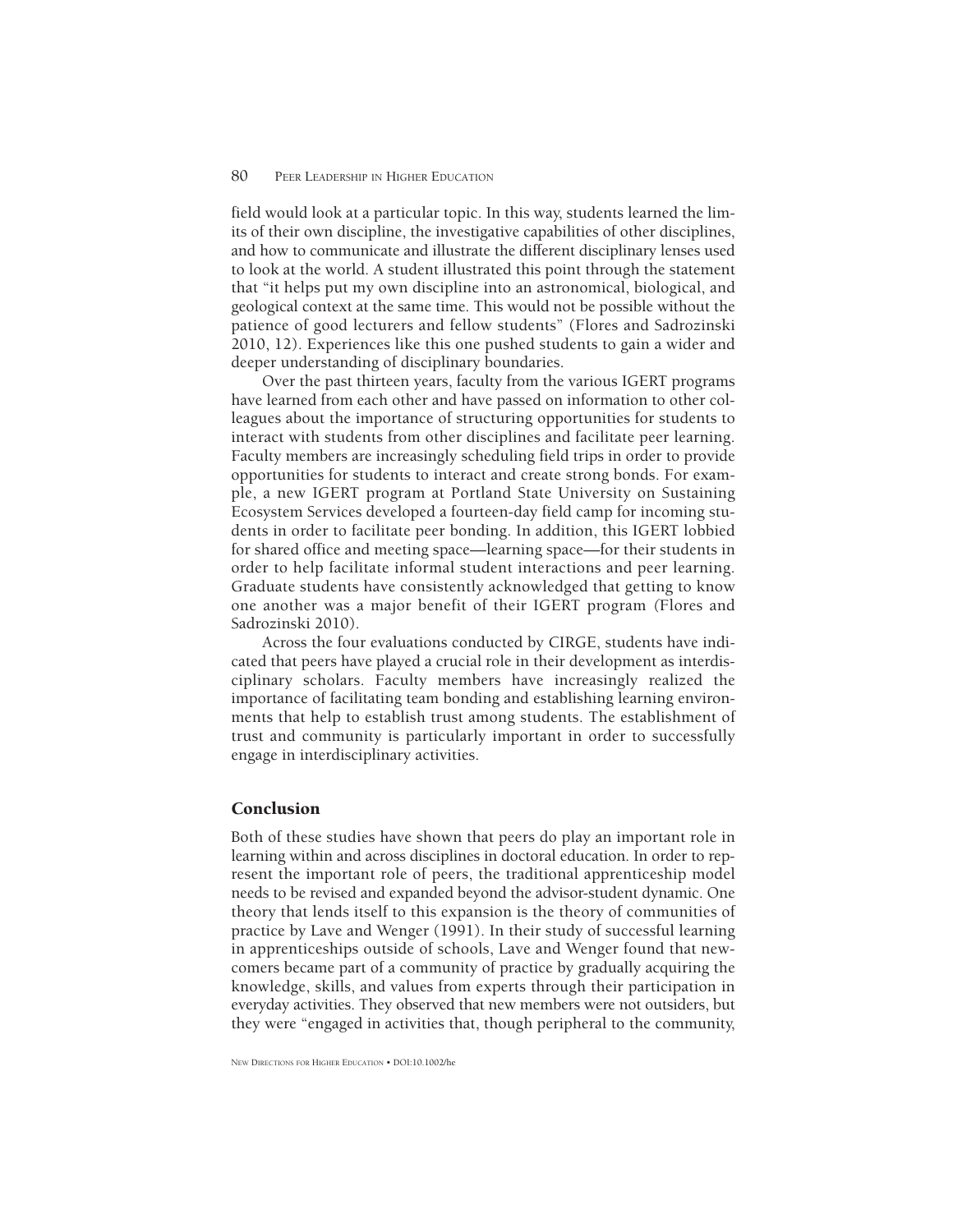field would look at a particular topic. In this way, students learned the limits of their own discipline, the investigative capabilities of other disciplines, and how to communicate and illustrate the different disciplinary lenses used to look at the world. A student illustrated this point through the statement that "it helps put my own discipline into an astronomical, biological, and geological context at the same time. This would not be possible without the patience of good lecturers and fellow students" (Flores and Sadrozinski 2010, 12). Experiences like this one pushed students to gain a wider and deeper understanding of disciplinary boundaries.

Over the past thirteen years, faculty from the various IGERT programs have learned from each other and have passed on information to other colleagues about the importance of structuring opportunities for students to interact with students from other disciplines and facilitate peer learning. Faculty members are increasingly scheduling field trips in order to provide opportunities for students to interact and create strong bonds. For example, a new IGERT program at Portland State University on Sustaining Ecosystem Services developed a fourteen-day field camp for incoming students in order to facilitate peer bonding. In addition, this IGERT lobbied for shared office and meeting space—learning space—for their students in order to help facilitate informal student interactions and peer learning. Graduate students have consistently acknowledged that getting to know one another was a major benefit of their IGERT program (Flores and Sadrozinski 2010).

Across the four evaluations conducted by CIRGE, students have indicated that peers have played a crucial role in their development as interdisciplinary scholars. Faculty members have increasingly realized the importance of facilitating team bonding and establishing learning environments that help to establish trust among students. The establishment of trust and community is particularly important in order to successfully engage in interdisciplinary activities.

## Conclusion

Both of these studies have shown that peers do play an important role in learning within and across disciplines in doctoral education. In order to represent the important role of peers, the traditional apprenticeship model needs to be revised and expanded beyond the advisor-student dynamic. One theory that lends itself to this expansion is the theory of communities of practice by Lave and Wenger (1991). In their study of successful learning in apprenticeships outside of schools, Lave and Wenger found that newcomers became part of a community of practice by gradually acquiring the knowledge, skills, and values from experts through their participation in everyday activities. They observed that new members were not outsiders, but they were "engaged in activities that, though peripheral to the community,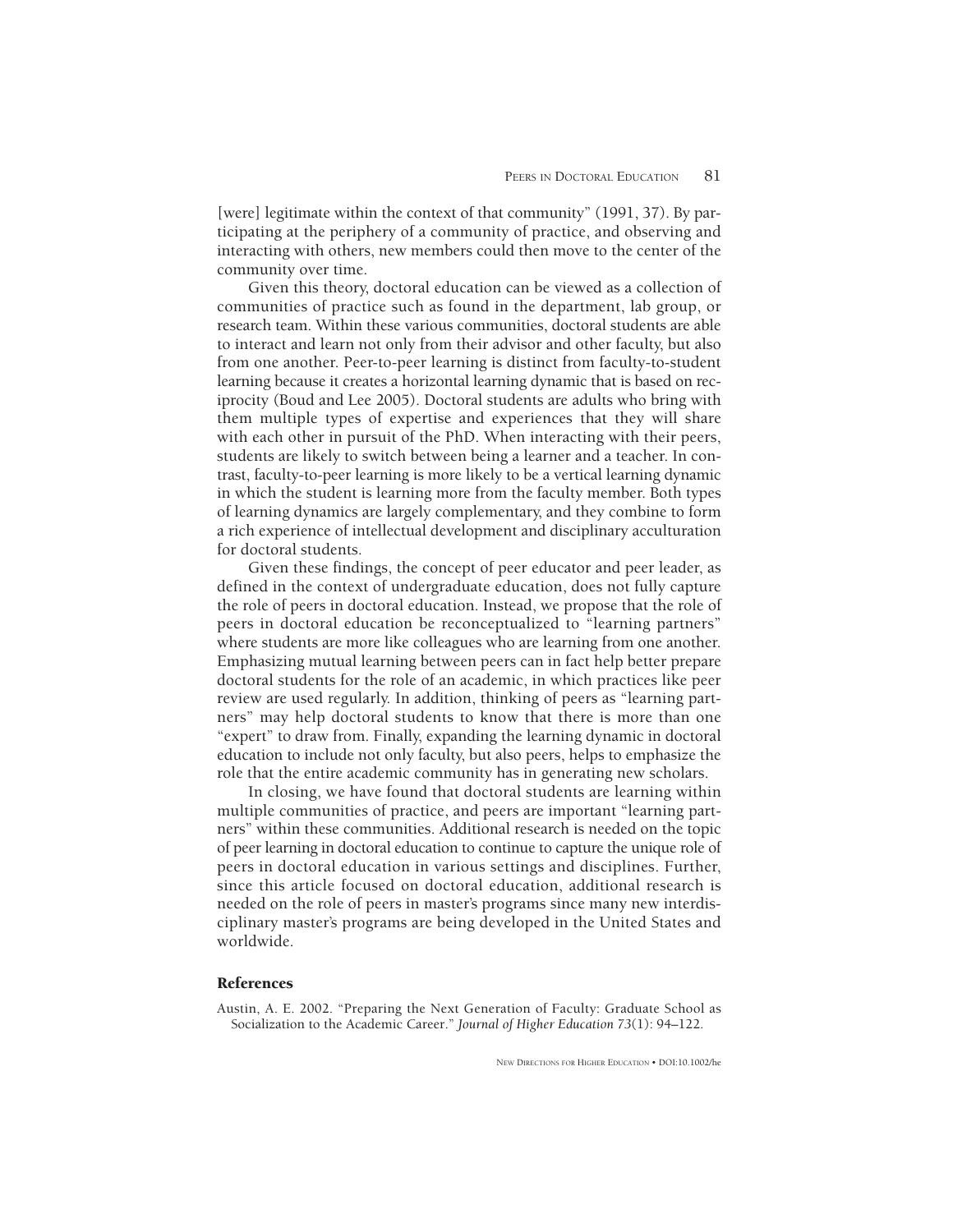[were] legitimate within the context of that community" (1991, 37). By participating at the periphery of a community of practice, and observing and interacting with others, new members could then move to the center of the community over time.

Given this theory, doctoral education can be viewed as a collection of communities of practice such as found in the department, lab group, or research team. Within these various communities, doctoral students are able to interact and learn not only from their advisor and other faculty, but also from one another. Peer-to-peer learning is distinct from faculty-to-student learning because it creates a horizontal learning dynamic that is based on reciprocity (Boud and Lee 2005). Doctoral students are adults who bring with them multiple types of expertise and experiences that they will share with each other in pursuit of the PhD. When interacting with their peers, students are likely to switch between being a learner and a teacher. In contrast, faculty-to-peer learning is more likely to be a vertical learning dynamic in which the student is learning more from the faculty member. Both types of learning dynamics are largely complementary, and they combine to form a rich experience of intellectual development and disciplinary acculturation for doctoral students.

Given these findings, the concept of peer educator and peer leader, as defined in the context of undergraduate education, does not fully capture the role of peers in doctoral education. Instead, we propose that the role of peers in doctoral education be reconceptualized to "learning partners" where students are more like colleagues who are learning from one another. Emphasizing mutual learning between peers can in fact help better prepare doctoral students for the role of an academic, in which practices like peer review are used regularly. In addition, thinking of peers as "learning partners" may help doctoral students to know that there is more than one "expert" to draw from. Finally, expanding the learning dynamic in doctoral education to include not only faculty, but also peers, helps to emphasize the role that the entire academic community has in generating new scholars.

In closing, we have found that doctoral students are learning within multiple communities of practice, and peers are important "learning partners" within these communities. Additional research is needed on the topic of peer learning in doctoral education to continue to capture the unique role of peers in doctoral education in various settings and disciplines. Further, since this article focused on doctoral education, additional research is needed on the role of peers in master's programs since many new interdisciplinary master's programs are being developed in the United States and worldwide.

## References

Austin, A. E. 2002. "Preparing the Next Generation of Faculty: Graduate School as Socialization to the Academic Career." *Journal of Higher Education 73*(1): 94–122.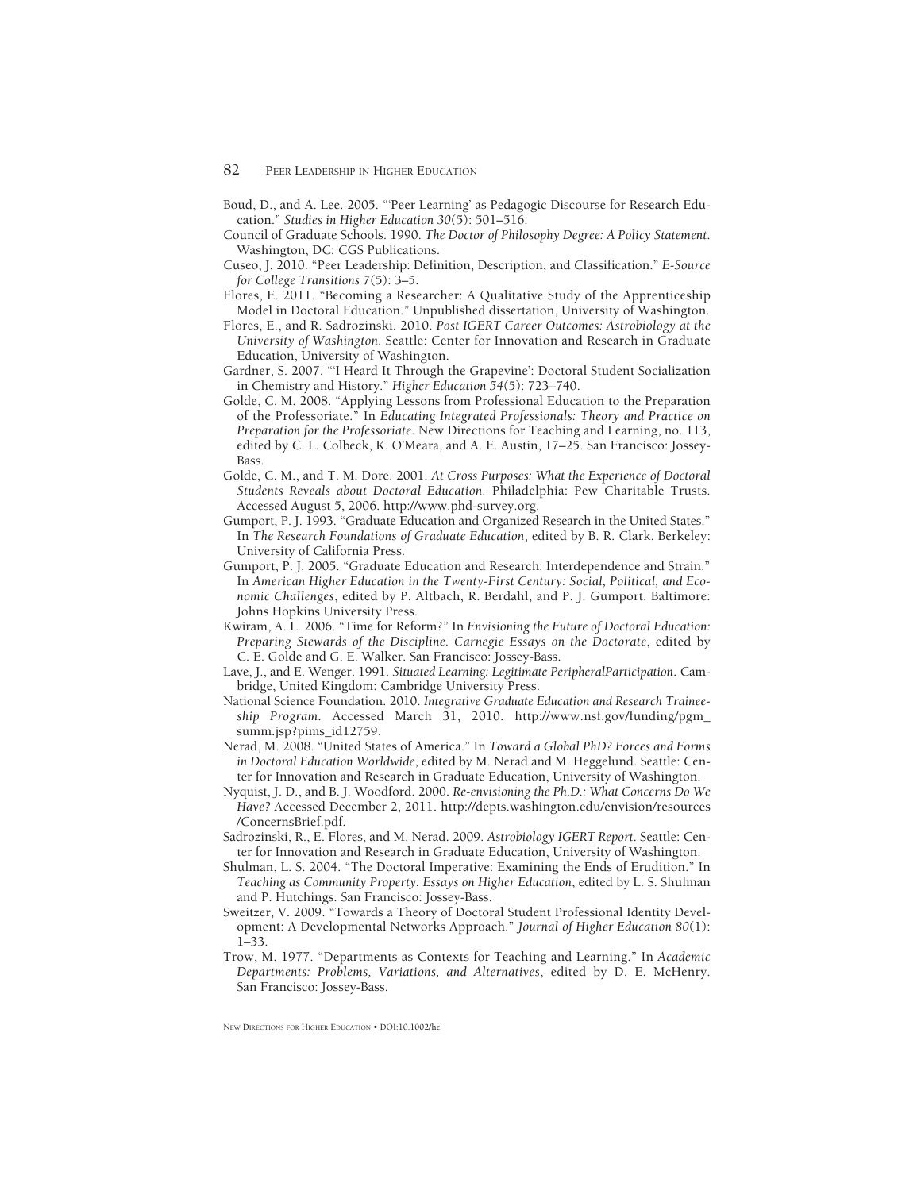Boud, D., and A. Lee. 2005. "'Peer Learning' as Pedagogic Discourse for Research Education." *Studies in Higher Education 30*(5): 501–516.

Council of Graduate Schools. 1990. *The Doctor of Philosophy Degree: A Policy Statement*. Washington, DC: CGS Publications.

Cuseo, J. 2010. "Peer Leadership: Definition, Description, and Classification." *E-Source for College Transitions* 7(5): 3–5.

Flores, E. 2011. "Becoming a Researcher: A Qualitative Study of the Apprenticeship Model in Doctoral Education." Unpublished dissertation, University of Washington.

Flores, E., and R. Sadrozinski. 2010. *Post IGERT Career Outcomes: Astrobiology at the University of Washington*. Seattle: Center for Innovation and Research in Graduate Education, University of Washington.

Gardner, S. 2007. "'I Heard It Through the Grapevine': Doctoral Student Socialization in Chemistry and History." *Higher Education 54*(5): 723–740.

Golde, C. M. 2008. "Applying Lessons from Professional Education to the Preparation of the Professoriate." In *Educating Integrated Professionals: Theory and Practice on Preparation for the Professoriate*. New Directions for Teaching and Learning, no. 113, edited by C. L. Colbeck, K. O'Meara, and A. E. Austin, 17–25. San Francisco: Jossey-Bass.

Golde, C. M., and T. M. Dore. 2001. *At Cross Purposes: What the Experience of Doctoral Students Reveals about Doctoral Education*. Philadelphia: Pew Charitable Trusts. Accessed August 5, 2006. http://www.phd-survey.org.

Gumport, P. J. 1993. "Graduate Education and Organized Research in the United States." In *The Research Foundations of Graduate Education*, edited by B. R. Clark. Berkeley: University of California Press.

Gumport, P. J. 2005. "Graduate Education and Research: Interdependence and Strain." In *American Higher Education in the Twenty-First Century: Social, Political, and Economic Challenges*, edited by P. Altbach, R. Berdahl, and P. J. Gumport. Baltimore: Johns Hopkins University Press.

Kwiram, A. L. 2006. "Time for Reform?" In *Envisioning the Future of Doctoral Education: Preparing Stewards of the Discipline. Carnegie Essays on the Doctorate*, edited by C. E. Golde and G. E. Walker. San Francisco: Jossey-Bass.

Lave, J., and E. Wenger. 1991. *Situated Learning: Legitimate PeripheralParticipation*. Cambridge, United Kingdom: Cambridge University Press.

National Science Foundation. 2010. *Integrative Graduate Education and Research Traineeship Program*. Accessed March 31, 2010. http://www.nsf.gov/funding/pgm_summ.jsp?pims_id12759.

Nerad, M. 2008. "United States of America." In *Toward a Global PhD? Forces and Forms in Doctoral Education Worldwide*, edited by M. Nerad and M. Heggelund. Seattle: Center for Innovation and Research in Graduate Education, University of Washington.

Nyquist, J. D., and B. J. Woodford. 2000. *Re-envisioning the Ph.D.: What Concerns Do We Have?* Accessed December 2, 2011. http://depts.washington.edu/envision/resources/ConcernsBrief.pdf.

Sadrozinski, R., E. Flores, and M. Nerad. 2009. *Astrobiology IGERT Report*. Seattle: Center for Innovation and Research in Graduate Education, University of Washington.

Shulman, L. S. 2004. "The Doctoral Imperative: Examining the Ends of Erudition." In *Teaching as Community Property: Essays on Higher Education*, edited by L. S. Shulman and P. Hutchings. San Francisco: Jossey-Bass.

Sweitzer, V. 2009. "Towards a Theory of Doctoral Student Professional Identity Development: A Developmental Networks Approach." *Journal of Higher Education 80*(1): 1–33.

Trow, M. 1977. "Departments as Contexts for Teaching and Learning." In *Academic Departments: Problems, Variations, and Alternatives*, edited by D. E. McHenry. San Francisco: Jossey-Bass.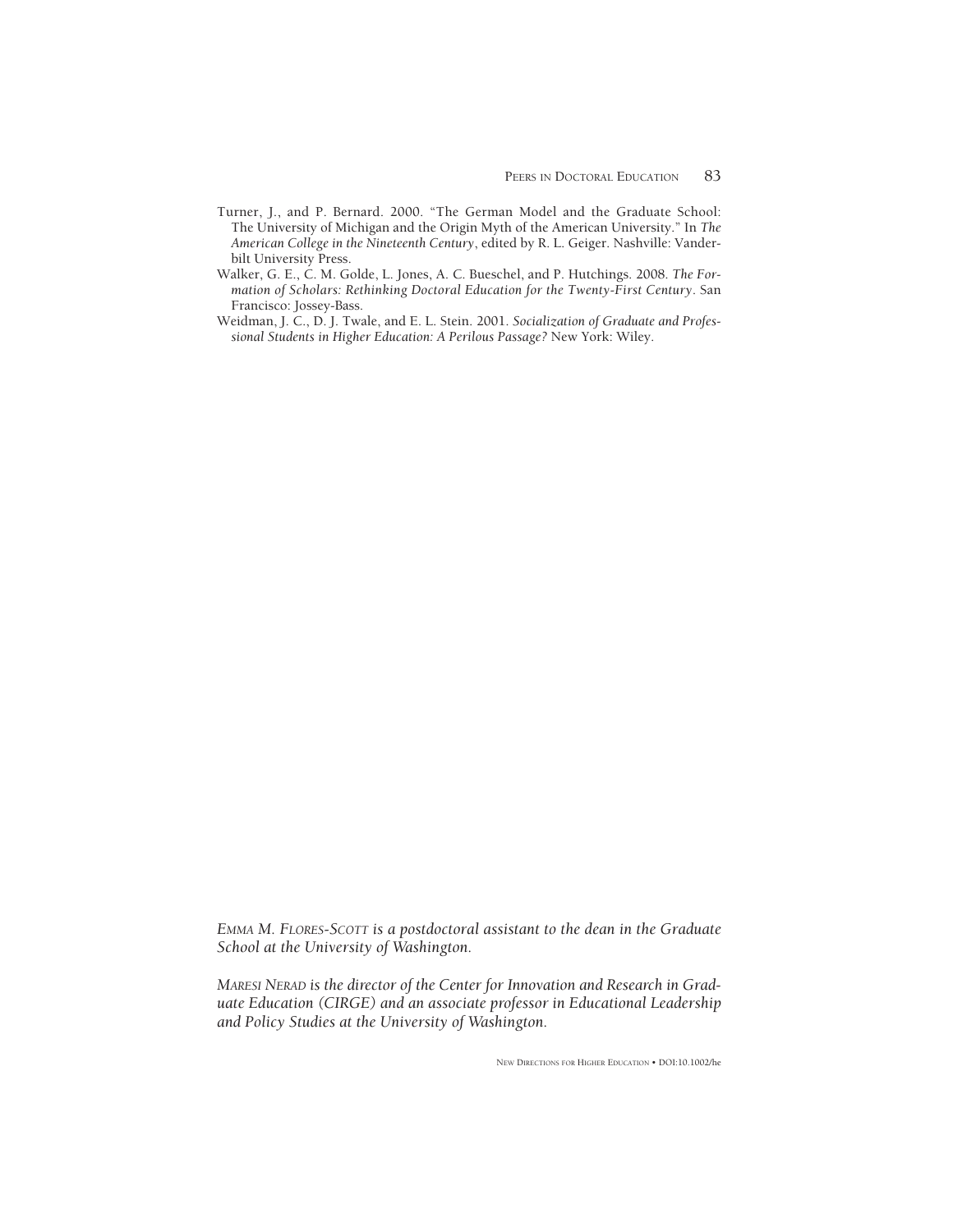Turner, J., and P. Bernard. 2000. "The German Model and the Graduate School: The University of Michigan and the Origin Myth of the American University." In *The American College in the Nineteenth Century*, edited by R. L. Geiger. Nashville: Vanderbilt University Press.

Walker, G. E., C. M. Golde, L. Jones, A. C. Bueschel, and P. Hutchings. 2008. *The Formation of Scholars: Rethinking Doctoral Education for the Twenty-First Century*. San Francisco: Jossey-Bass.

Weidman, J. C., D. J. Twale, and E. L. Stein. 2001. *Socialization of Graduate and Professional Students in Higher Education: A Perilous Passage?* New York: Wiley.

*EMMA M. FLORES-SCOTT is a postdoctoral assistant to the dean in the Graduate School at the University of Washington.*

*MARESI NERAD is the director of the Center for Innovation and Research in Graduate Education (CIRGE) and an associate professor in Educational Leadership and Policy Studies at the University of Washington.*